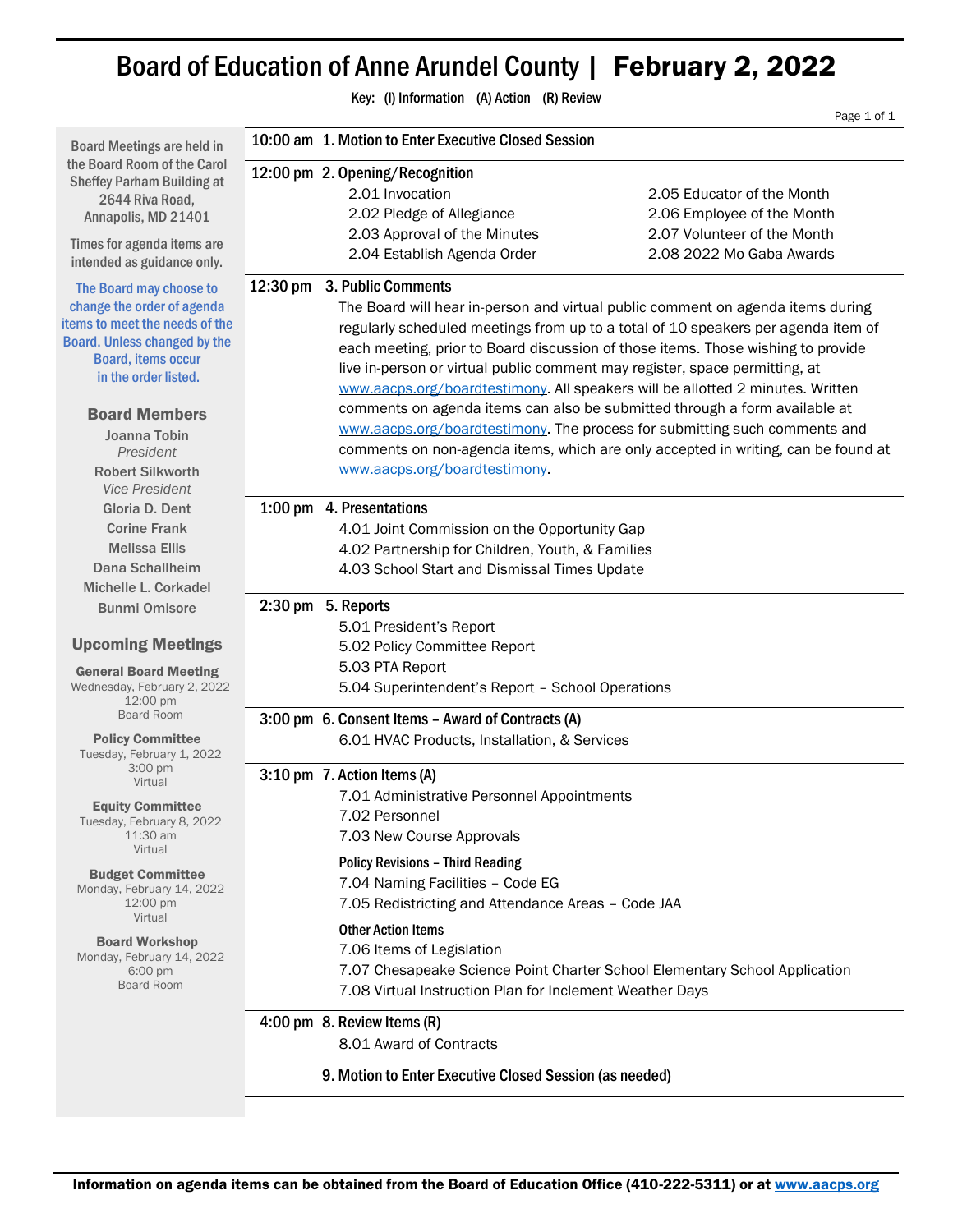# Board of Education of Anne Arundel County | February 2, 2022

**Key: (I) Information (A) Action (R) Review**

Page 1 of 1

**10:00 am 1. Motion to Enter Executive Closed Session**

**12:00 pm 2. Opening/Recognition**

- 2.01 Invocation
- 2.02 Pledge of Allegiance
- 2.03 Approval of the Minutes
- 2.04 Establish Agenda Order
- 2.05 Educator of the Month
- 2.06 Employee of the Month
- 2.07 Volunteer of the Month
- 2.08 2022 Mo Gaba Awards

**12:30 pm 3. Public Comments**

The Board will hear in-person and virtual public comment on agenda items during regularly scheduled meetings from up to a total of 10 speakers per agenda item of each meeting, prior to Board discussion of those items. Those wishing to provide live in-person or virtual public comment may register, space permitting, at www.aacps.org/boardtestimony. All speakers will be allotted 2 minutes. Written comments on agenda items can also be submitted through a form available at www.aacps.org/boardtestimony. The process for submitting such comments and comments on non-agenda items, which are only accepted in writing, can be found at www.aacps.org/boardtestimony.

**1:00 pm 4. Presentations**

- 4.01 Joint Commission on the Opportunity Gap
- 4.02 Partnership for Children, Youth, & Families
- 4.03 School Start and Dismissal Times Update

**2:30 pm 5. Reports**

- 5.01 President's Report
- 5.02 Policy Committee Report
- 5.03 PTA Report
- 5.04 Superintendent's Report – School Operations

**3:00 pm 6. Consent Items – Award of Contracts (A)**

- 6.01 HVAC Products, Installation, & Services

**3:10 pm 7. Action Items (A)**

- 7.01 Administrative Personnel Appointments
- 7.02 Personnel
- 7.03 New Course Approvals

**Policy Revisions – Third Reading**

- 7.04 Naming Facilities – Code EG
- 7.05 Redistricting and Attendance Areas – Code JAA

**Other Action Items**

- 7.06 Items of Legislation
- 7.07 Chesapeake Science Point Charter School Elementary School Application
- 7.08 Virtual Instruction Plan for Inclement Weather Days

**4:00 pm 8. Review Items (R)**

- 8.01 Award of Contracts

**9. Motion to Enter Executive Closed Session (as needed)**

---

Board Meetings are held in the Board Room of the Carol Sheffey Parham Building at 2644 Riva Road, Annapolis, MD 21401

Times for agenda items are intended as guidance only.

The Board may choose to change the order of agenda items to meet the needs of the Board. Unless changed by the Board, items occur in the order listed.

## Board Members

Joanna Tobin
*President*

Robert Silkworth
*Vice President*

Gloria D. Dent

Corine Frank

Melissa Ellis

Dana Schallheim

Michelle L. Corkadel

Bunmi Omisore

## Upcoming Meetings

**General Board Meeting**
Wednesday, February 2, 2022
12:00 pm
Board Room

**Policy Committee**
Tuesday, February 1, 2022
3:00 pm
Virtual

**Equity Committee**
Tuesday, February 8, 2022
11:30 am
Virtual

**Budget Committee**
Monday, February 14, 2022
12:00 pm
Virtual

**Board Workshop**
Monday, February 14, 2022
6:00 pm
Board Room

---

**Information on agenda items can be obtained from the Board of Education Office (410-222-5311) or at www.aacps.org**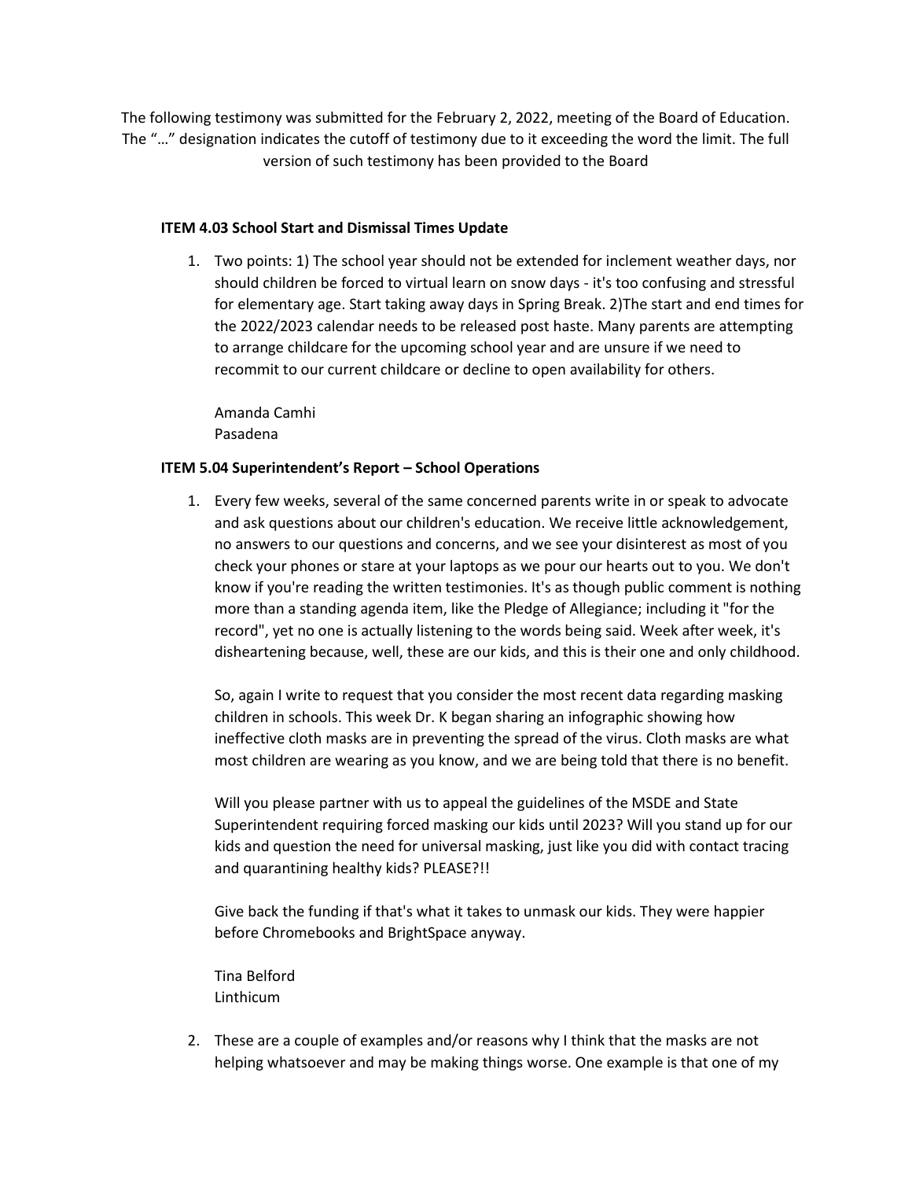The following testimony was submitted for the February 2, 2022, meeting of the Board of Education. The "…" designation indicates the cutoff of testimony due to it exceeding the word the limit. The full version of such testimony has been provided to the Board

**ITEM 4.03 School Start and Dismissal Times Update**

1. Two points: 1) The school year should not be extended for inclement weather days, nor should children be forced to virtual learn on snow days - it's too confusing and stressful for elementary age. Start taking away days in Spring Break. 2)The start and end times for the 2022/2023 calendar needs to be released post haste. Many parents are attempting to arrange childcare for the upcoming school year and are unsure if we need to recommit to our current childcare or decline to open availability for others.

   Amanda Camhi
   Pasadena

**ITEM 5.04 Superintendent's Report – School Operations**

1. Every few weeks, several of the same concerned parents write in or speak to advocate and ask questions about our children's education. We receive little acknowledgement, no answers to our questions and concerns, and we see your disinterest as most of you check your phones or stare at your laptops as we pour our hearts out to you. We don't know if you're reading the written testimonies. It's as though public comment is nothing more than a standing agenda item, like the Pledge of Allegiance; including it "for the record", yet no one is actually listening to the words being said. Week after week, it's disheartening because, well, these are our kids, and this is their one and only childhood.

   So, again I write to request that you consider the most recent data regarding masking children in schools. This week Dr. K began sharing an infographic showing how ineffective cloth masks are in preventing the spread of the virus. Cloth masks are what most children are wearing as you know, and we are being told that there is no benefit.

   Will you please partner with us to appeal the guidelines of the MSDE and State Superintendent requiring forced masking our kids until 2023? Will you stand up for our kids and question the need for universal masking, just like you did with contact tracing and quarantining healthy kids? PLEASE?!!

   Give back the funding if that's what it takes to unmask our kids. They were happier before Chromebooks and BrightSpace anyway.

   Tina Belford
   Linthicum

2. These are a couple of examples and/or reasons why I think that the masks are not helping whatsoever and may be making things worse. One example is that one of my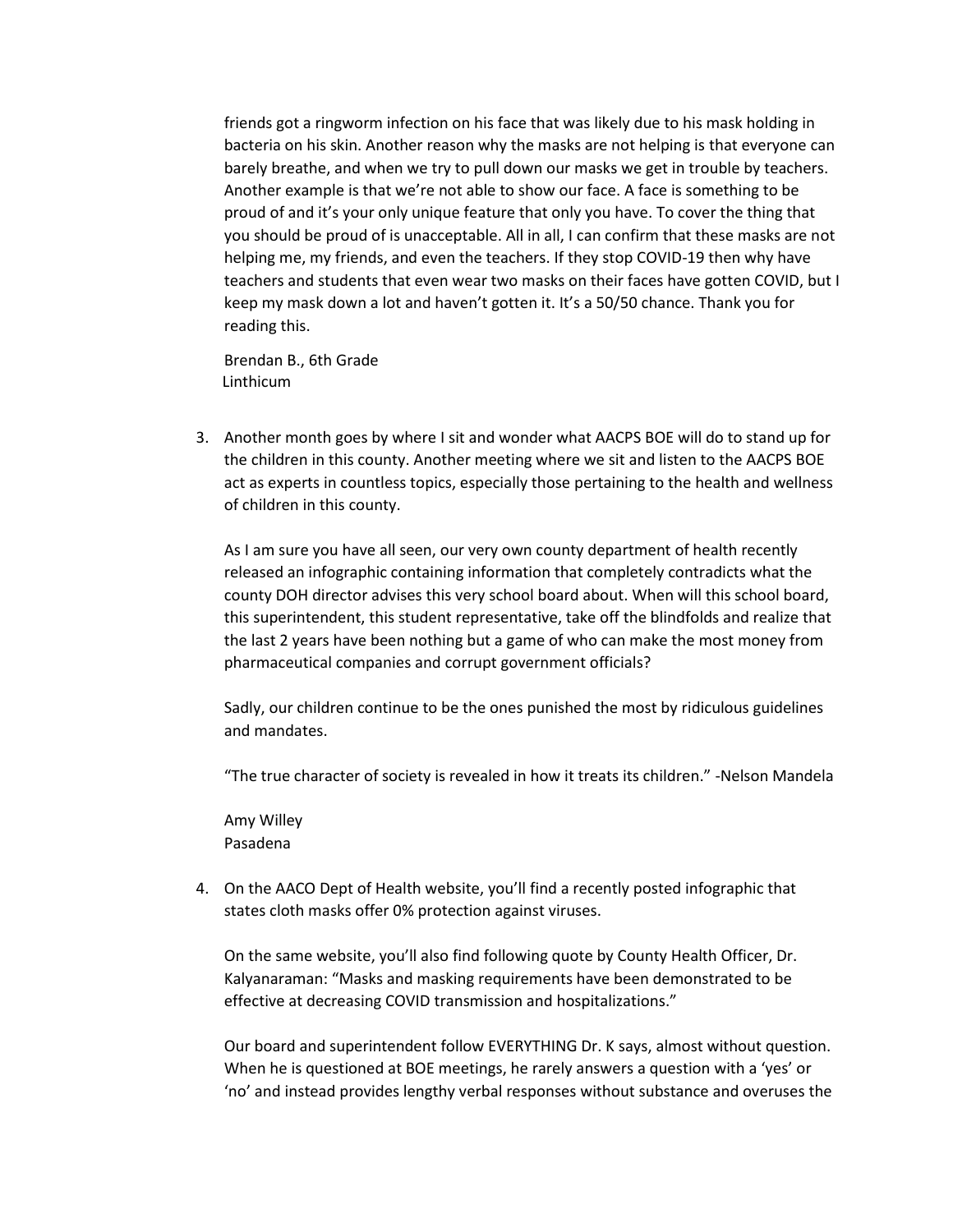friends got a ringworm infection on his face that was likely due to his mask holding in bacteria on his skin. Another reason why the masks are not helping is that everyone can barely breathe, and when we try to pull down our masks we get in trouble by teachers. Another example is that we're not able to show our face. A face is something to be proud of and it's your only unique feature that only you have. To cover the thing that you should be proud of is unacceptable. All in all, I can confirm that these masks are not helping me, my friends, and even the teachers. If they stop COVID-19 then why have teachers and students that even wear two masks on their faces have gotten COVID, but I keep my mask down a lot and haven't gotten it. It's a 50/50 chance. Thank you for reading this.

Brendan B., 6th Grade
Linthicum

3. Another month goes by where I sit and wonder what AACPS BOE will do to stand up for the children in this county. Another meeting where we sit and listen to the AACPS BOE act as experts in countless topics, especially those pertaining to the health and wellness of children in this county.

   As I am sure you have all seen, our very own county department of health recently released an infographic containing information that completely contradicts what the county DOH director advises this very school board about. When will this school board, this superintendent, this student representative, take off the blindfolds and realize that the last 2 years have been nothing but a game of who can make the most money from pharmaceutical companies and corrupt government officials?

   Sadly, our children continue to be the ones punished the most by ridiculous guidelines and mandates.

   "The true character of society is revealed in how it treats its children." -Nelson Mandela

   Amy Willey
   Pasadena

4. On the AACO Dept of Health website, you'll find a recently posted infographic that states cloth masks offer 0% protection against viruses.

   On the same website, you'll also find following quote by County Health Officer, Dr. Kalyanaraman: "Masks and masking requirements have been demonstrated to be effective at decreasing COVID transmission and hospitalizations."

   Our board and superintendent follow EVERYTHING Dr. K says, almost without question. When he is questioned at BOE meetings, he rarely answers a question with a 'yes' or 'no' and instead provides lengthy verbal responses without substance and overuses the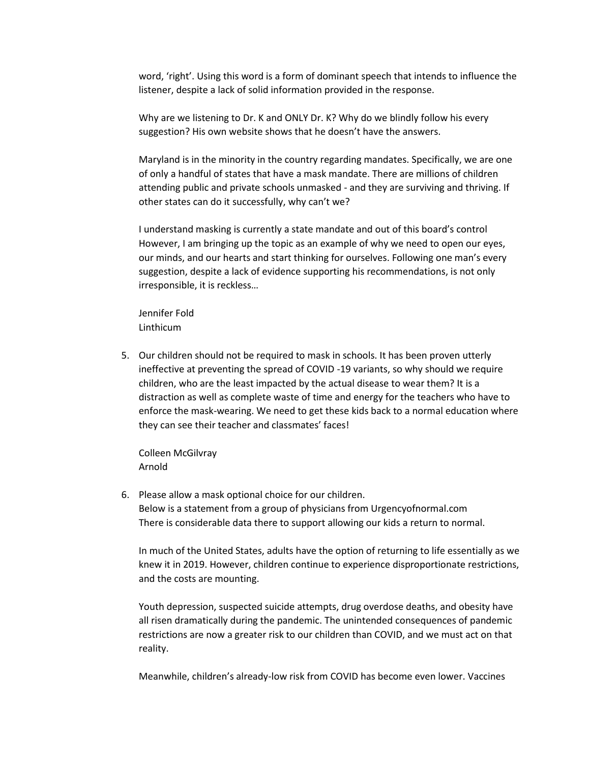word, 'right'. Using this word is a form of dominant speech that intends to influence the listener, despite a lack of solid information provided in the response.

Why are we listening to Dr. K and ONLY Dr. K? Why do we blindly follow his every suggestion? His own website shows that he doesn't have the answers.

Maryland is in the minority in the country regarding mandates. Specifically, we are one of only a handful of states that have a mask mandate. There are millions of children attending public and private schools unmasked - and they are surviving and thriving. If other states can do it successfully, why can't we?

I understand masking is currently a state mandate and out of this board's control However, I am bringing up the topic as an example of why we need to open our eyes, our minds, and our hearts and start thinking for ourselves. Following one man's every suggestion, despite a lack of evidence supporting his recommendations, is not only irresponsible, it is reckless…

Jennifer Fold
Linthicum

5. Our children should not be required to mask in schools. It has been proven utterly ineffective at preventing the spread of COVID -19 variants, so why should we require children, who are the least impacted by the actual disease to wear them? It is a distraction as well as complete waste of time and energy for the teachers who have to enforce the mask-wearing. We need to get these kids back to a normal education where they can see their teacher and classmates' faces!

   Colleen McGilvray
   Arnold

6. Please allow a mask optional choice for our children.
   Below is a statement from a group of physicians from Urgencyofnormal.com
   There is considerable data there to support allowing our kids a return to normal.

   In much of the United States, adults have the option of returning to life essentially as we knew it in 2019. However, children continue to experience disproportionate restrictions, and the costs are mounting.

   Youth depression, suspected suicide attempts, drug overdose deaths, and obesity have all risen dramatically during the pandemic. The unintended consequences of pandemic restrictions are now a greater risk to our children than COVID, and we must act on that reality.

   Meanwhile, children's already-low risk from COVID has become even lower. Vaccines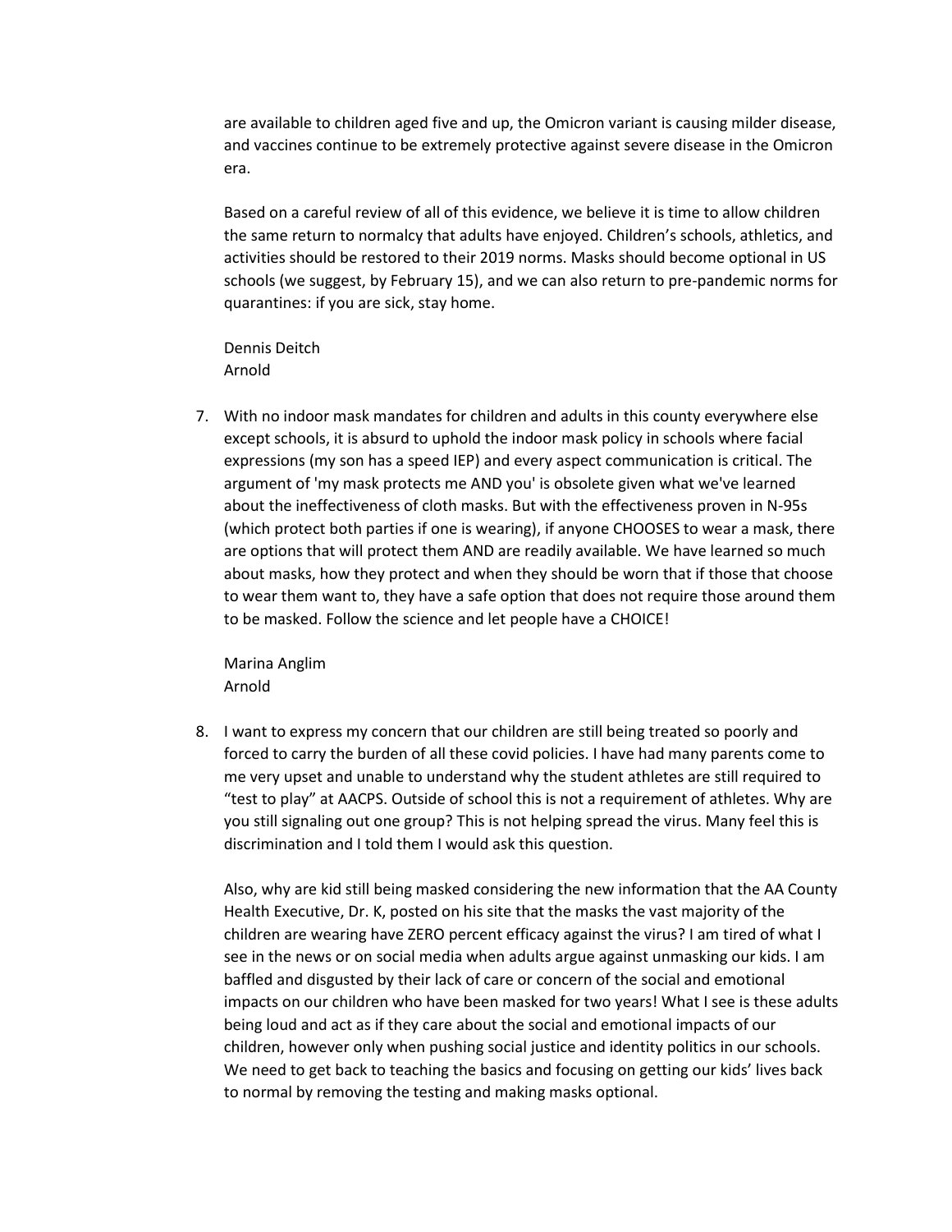are available to children aged five and up, the Omicron variant is causing milder disease, and vaccines continue to be extremely protective against severe disease in the Omicron era.

Based on a careful review of all of this evidence, we believe it is time to allow children the same return to normalcy that adults have enjoyed. Children's schools, athletics, and activities should be restored to their 2019 norms. Masks should become optional in US schools (we suggest, by February 15), and we can also return to pre-pandemic norms for quarantines: if you are sick, stay home.

Dennis Deitch
Arnold

7. With no indoor mask mandates for children and adults in this county everywhere else except schools, it is absurd to uphold the indoor mask policy in schools where facial expressions (my son has a speed IEP) and every aspect communication is critical. The argument of 'my mask protects me AND you' is obsolete given what we've learned about the ineffectiveness of cloth masks. But with the effectiveness proven in N-95s (which protect both parties if one is wearing), if anyone CHOOSES to wear a mask, there are options that will protect them AND are readily available. We have learned so much about masks, how they protect and when they should be worn that if those that choose to wear them want to, they have a safe option that does not require those around them to be masked. Follow the science and let people have a CHOICE!

   Marina Anglim
   Arnold

8. I want to express my concern that our children are still being treated so poorly and forced to carry the burden of all these covid policies. I have had many parents come to me very upset and unable to understand why the student athletes are still required to "test to play" at AACPS. Outside of school this is not a requirement of athletes. Why are you still signaling out one group? This is not helping spread the virus. Many feel this is discrimination and I told them I would ask this question.

   Also, why are kid still being masked considering the new information that the AA County Health Executive, Dr. K, posted on his site that the masks the vast majority of the children are wearing have ZERO percent efficacy against the virus? I am tired of what I see in the news or on social media when adults argue against unmasking our kids. I am baffled and disgusted by their lack of care or concern of the social and emotional impacts on our children who have been masked for two years! What I see is these adults being loud and act as if they care about the social and emotional impacts of our children, however only when pushing social justice and identity politics in our schools. We need to get back to teaching the basics and focusing on getting our kids' lives back to normal by removing the testing and making masks optional.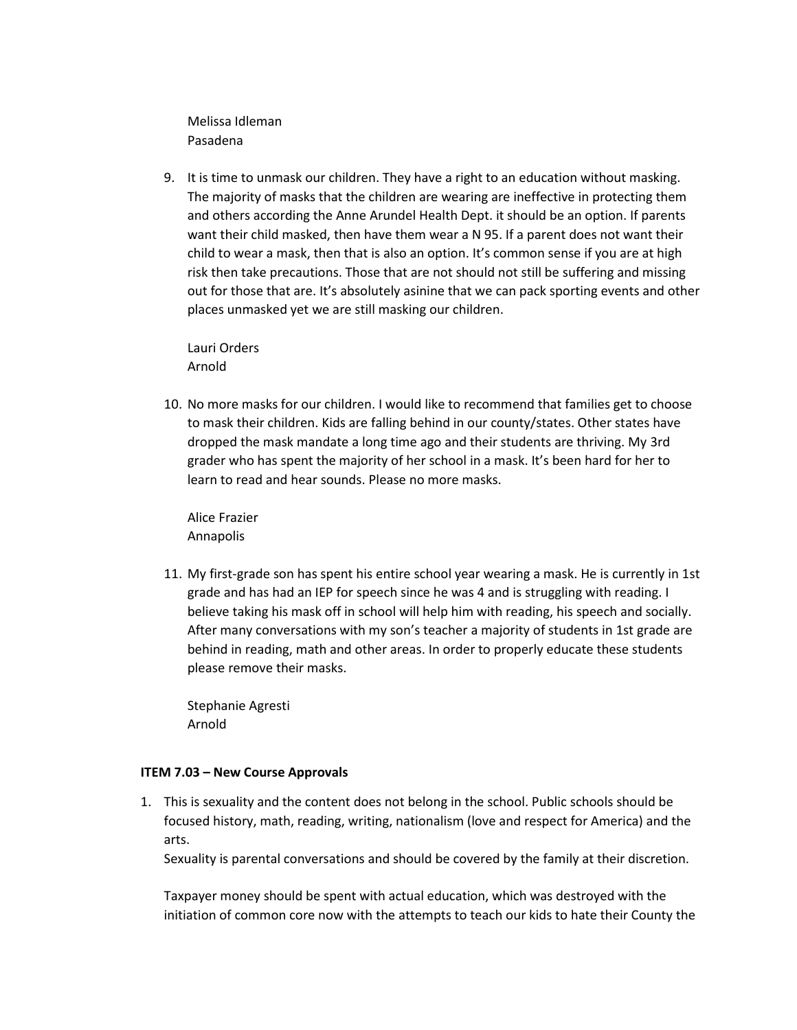Melissa Idleman
Pasadena

9. It is time to unmask our children. They have a right to an education without masking. The majority of masks that the children are wearing are ineffective in protecting them and others according the Anne Arundel Health Dept. it should be an option. If parents want their child masked, then have them wear a N 95. If a parent does not want their child to wear a mask, then that is also an option. It's common sense if you are at high risk then take precautions. Those that are not should not still be suffering and missing out for those that are. It's absolutely asinine that we can pack sporting events and other places unmasked yet we are still masking our children.

   Lauri Orders
   Arnold

10. No more masks for our children. I would like to recommend that families get to choose to mask their children. Kids are falling behind in our county/states. Other states have dropped the mask mandate a long time ago and their students are thriving. My 3rd grader who has spent the majority of her school in a mask. It's been hard for her to learn to read and hear sounds. Please no more masks.

    Alice Frazier
    Annapolis

11. My first-grade son has spent his entire school year wearing a mask. He is currently in 1st grade and has had an IEP for speech since he was 4 and is struggling with reading. I believe taking his mask off in school will help him with reading, his speech and socially. After many conversations with my son's teacher a majority of students in 1st grade are behind in reading, math and other areas. In order to properly educate these students please remove their masks.

    Stephanie Agresti
    Arnold

**ITEM 7.03 – New Course Approvals**

1. This is sexuality and the content does not belong in the school. Public schools should be focused history, math, reading, writing, nationalism (love and respect for America) and the arts.
   Sexuality is parental conversations and should be covered by the family at their discretion.

   Taxpayer money should be spent with actual education, which was destroyed with the initiation of common core now with the attempts to teach our kids to hate their County the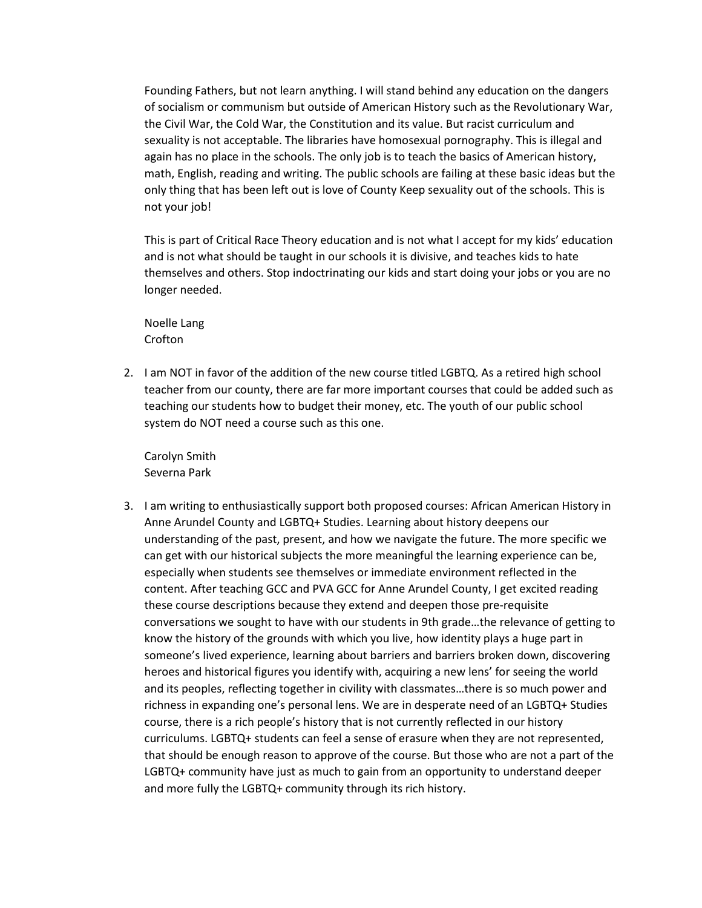Founding Fathers, but not learn anything. I will stand behind any education on the dangers of socialism or communism but outside of American History such as the Revolutionary War, the Civil War, the Cold War, the Constitution and its value. But racist curriculum and sexuality is not acceptable. The libraries have homosexual pornography. This is illegal and again has no place in the schools. The only job is to teach the basics of American history, math, English, reading and writing. The public schools are failing at these basic ideas but the only thing that has been left out is love of County Keep sexuality out of the schools. This is not your job!

This is part of Critical Race Theory education and is not what I accept for my kids' education and is not what should be taught in our schools it is divisive, and teaches kids to hate themselves and others. Stop indoctrinating our kids and start doing your jobs or you are no longer needed.

Noelle Lang
Crofton

2. I am NOT in favor of the addition of the new course titled LGBTQ. As a retired high school teacher from our county, there are far more important courses that could be added such as teaching our students how to budget their money, etc. The youth of our public school system do NOT need a course such as this one.

   Carolyn Smith
   Severna Park

3. I am writing to enthusiastically support both proposed courses: African American History in Anne Arundel County and LGBTQ+ Studies. Learning about history deepens our understanding of the past, present, and how we navigate the future. The more specific we can get with our historical subjects the more meaningful the learning experience can be, especially when students see themselves or immediate environment reflected in the content. After teaching GCC and PVA GCC for Anne Arundel County, I get excited reading these course descriptions because they extend and deepen those pre-requisite conversations we sought to have with our students in 9th grade…the relevance of getting to know the history of the grounds with which you live, how identity plays a huge part in someone's lived experience, learning about barriers and barriers broken down, discovering heroes and historical figures you identify with, acquiring a new lens' for seeing the world and its peoples, reflecting together in civility with classmates…there is so much power and richness in expanding one's personal lens. We are in desperate need of an LGBTQ+ Studies course, there is a rich people's history that is not currently reflected in our history curriculums. LGBTQ+ students can feel a sense of erasure when they are not represented, that should be enough reason to approve of the course. But those who are not a part of the LGBTQ+ community have just as much to gain from an opportunity to understand deeper and more fully the LGBTQ+ community through its rich history.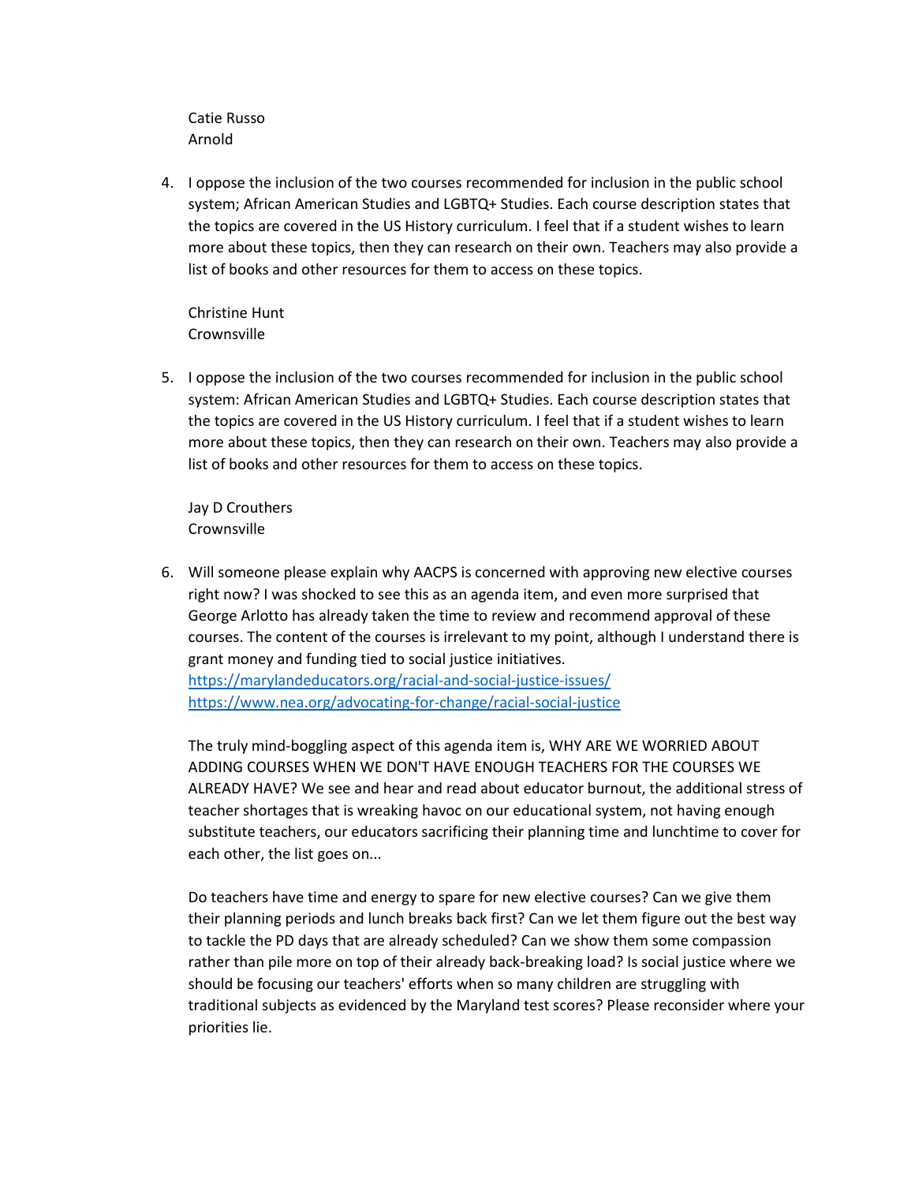Catie Russo
Arnold

4. I oppose the inclusion of the two courses recommended for inclusion in the public school system; African American Studies and LGBTQ+ Studies. Each course description states that the topics are covered in the US History curriculum. I feel that if a student wishes to learn more about these topics, then they can research on their own. Teachers may also provide a list of books and other resources for them to access on these topics.

   Christine Hunt
   Crownsville

5. I oppose the inclusion of the two courses recommended for inclusion in the public school system: African American Studies and LGBTQ+ Studies. Each course description states that the topics are covered in the US History curriculum. I feel that if a student wishes to learn more about these topics, then they can research on their own. Teachers may also provide a list of books and other resources for them to access on these topics.

   Jay D Crouthers
   Crownsville

6. Will someone please explain why AACPS is concerned with approving new elective courses right now? I was shocked to see this as an agenda item, and even more surprised that George Arlotto has already taken the time to review and recommend approval of these courses. The content of the courses is irrelevant to my point, although I understand there is grant money and funding tied to social justice initiatives.
   https://marylandeducators.org/racial-and-social-justice-issues/
   https://www.nea.org/advocating-for-change/racial-social-justice

   The truly mind-boggling aspect of this agenda item is, WHY ARE WE WORRIED ABOUT ADDING COURSES WHEN WE DON'T HAVE ENOUGH TEACHERS FOR THE COURSES WE ALREADY HAVE? We see and hear and read about educator burnout, the additional stress of teacher shortages that is wreaking havoc on our educational system, not having enough substitute teachers, our educators sacrificing their planning time and lunchtime to cover for each other, the list goes on...

   Do teachers have time and energy to spare for new elective courses? Can we give them their planning periods and lunch breaks back first? Can we let them figure out the best way to tackle the PD days that are already scheduled? Can we show them some compassion rather than pile more on top of their already back-breaking load? Is social justice where we should be focusing our teachers' efforts when so many children are struggling with traditional subjects as evidenced by the Maryland test scores? Please reconsider where your priorities lie.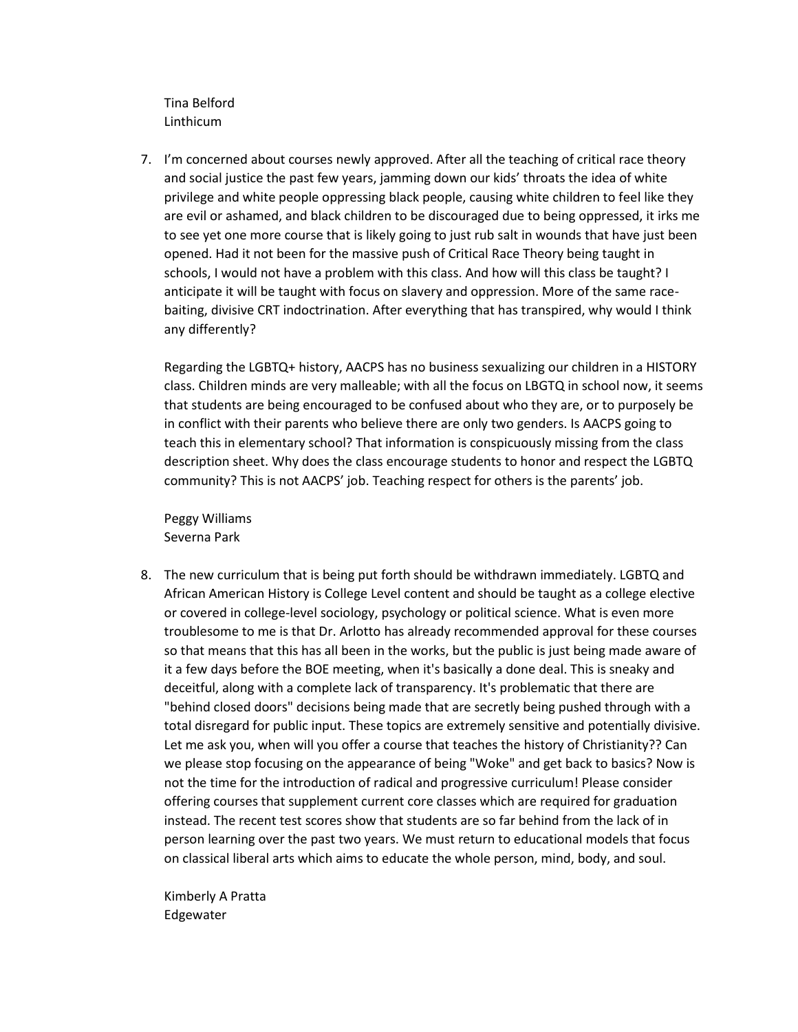Tina Belford
Linthicum

7. I'm concerned about courses newly approved. After all the teaching of critical race theory and social justice the past few years, jamming down our kids' throats the idea of white privilege and white people oppressing black people, causing white children to feel like they are evil or ashamed, and black children to be discouraged due to being oppressed, it irks me to see yet one more course that is likely going to just rub salt in wounds that have just been opened. Had it not been for the massive push of Critical Race Theory being taught in schools, I would not have a problem with this class. And how will this class be taught? I anticipate it will be taught with focus on slavery and oppression. More of the same race-baiting, divisive CRT indoctrination. After everything that has transpired, why would I think any differently?

   Regarding the LGBTQ+ history, AACPS has no business sexualizing our children in a HISTORY class. Children minds are very malleable; with all the focus on LBGTQ in school now, it seems that students are being encouraged to be confused about who they are, or to purposely be in conflict with their parents who believe there are only two genders. Is AACPS going to teach this in elementary school? That information is conspicuously missing from the class description sheet. Why does the class encourage students to honor and respect the LGBTQ community? This is not AACPS' job. Teaching respect for others is the parents' job.

   Peggy Williams
   Severna Park

8. The new curriculum that is being put forth should be withdrawn immediately. LGBTQ and African American History is College Level content and should be taught as a college elective or covered in college-level sociology, psychology or political science. What is even more troublesome to me is that Dr. Arlotto has already recommended approval for these courses so that means that this has all been in the works, but the public is just being made aware of it a few days before the BOE meeting, when it's basically a done deal. This is sneaky and deceitful, along with a complete lack of transparency. It's problematic that there are "behind closed doors" decisions being made that are secretly being pushed through with a total disregard for public input. These topics are extremely sensitive and potentially divisive. Let me ask you, when will you offer a course that teaches the history of Christianity?? Can we please stop focusing on the appearance of being "Woke" and get back to basics? Now is not the time for the introduction of radical and progressive curriculum! Please consider offering courses that supplement current core classes which are required for graduation instead. The recent test scores show that students are so far behind from the lack of in person learning over the past two years. We must return to educational models that focus on classical liberal arts which aims to educate the whole person, mind, body, and soul.

   Kimberly A Pratta
   Edgewater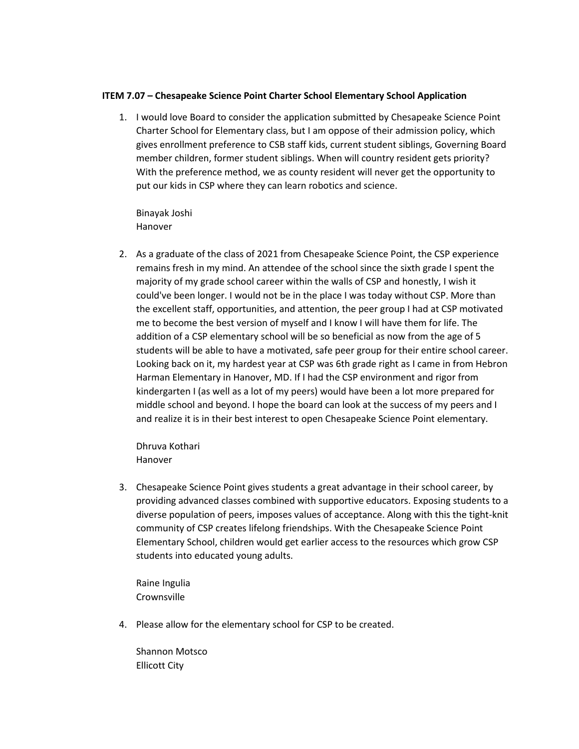**ITEM 7.07 – Chesapeake Science Point Charter School Elementary School Application**

1. I would love Board to consider the application submitted by Chesapeake Science Point Charter School for Elementary class, but I am oppose of their admission policy, which gives enrollment preference to CSB staff kids, current student siblings, Governing Board member children, former student siblings. When will country resident gets priority? With the preference method, we as county resident will never get the opportunity to put our kids in CSP where they can learn robotics and science.

   Binayak Joshi
   Hanover

2. As a graduate of the class of 2021 from Chesapeake Science Point, the CSP experience remains fresh in my mind. An attendee of the school since the sixth grade I spent the majority of my grade school career within the walls of CSP and honestly, I wish it could've been longer. I would not be in the place I was today without CSP. More than the excellent staff, opportunities, and attention, the peer group I had at CSP motivated me to become the best version of myself and I know I will have them for life. The addition of a CSP elementary school will be so beneficial as now from the age of 5 students will be able to have a motivated, safe peer group for their entire school career. Looking back on it, my hardest year at CSP was 6th grade right as I came in from Hebron Harman Elementary in Hanover, MD. If I had the CSP environment and rigor from kindergarten I (as well as a lot of my peers) would have been a lot more prepared for middle school and beyond. I hope the board can look at the success of my peers and I and realize it is in their best interest to open Chesapeake Science Point elementary.

   Dhruva Kothari
   Hanover

3. Chesapeake Science Point gives students a great advantage in their school career, by providing advanced classes combined with supportive educators. Exposing students to a diverse population of peers, imposes values of acceptance. Along with this the tight-knit community of CSP creates lifelong friendships. With the Chesapeake Science Point Elementary School, children would get earlier access to the resources which grow CSP students into educated young adults.

   Raine Ingulia
   Crownsville

4. Please allow for the elementary school for CSP to be created.

   Shannon Motsco
   Ellicott City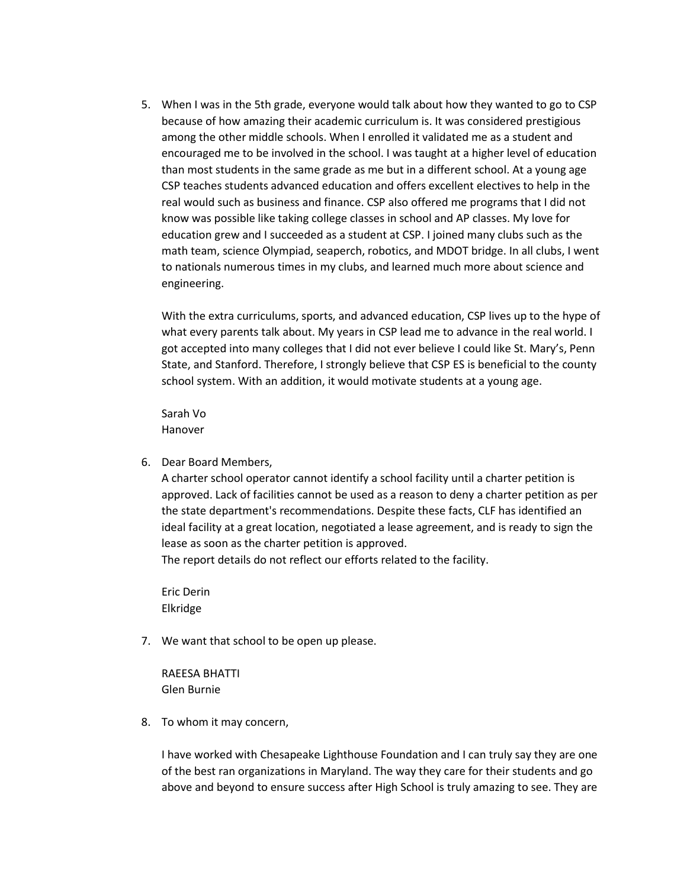5. When I was in the 5th grade, everyone would talk about how they wanted to go to CSP because of how amazing their academic curriculum is. It was considered prestigious among the other middle schools. When I enrolled it validated me as a student and encouraged me to be involved in the school. I was taught at a higher level of education than most students in the same grade as me but in a different school. At a young age CSP teaches students advanced education and offers excellent electives to help in the real would such as business and finance. CSP also offered me programs that I did not know was possible like taking college classes in school and AP classes. My love for education grew and I succeeded as a student at CSP. I joined many clubs such as the math team, science Olympiad, seaperch, robotics, and MDOT bridge. In all clubs, I went to nationals numerous times in my clubs, and learned much more about science and engineering.

   With the extra curriculums, sports, and advanced education, CSP lives up to the hype of what every parents talk about. My years in CSP lead me to advance in the real world. I got accepted into many colleges that I did not ever believe I could like St. Mary's, Penn State, and Stanford. Therefore, I strongly believe that CSP ES is beneficial to the county school system. With an addition, it would motivate students at a young age.

   Sarah Vo
   Hanover

6. Dear Board Members,
   A charter school operator cannot identify a school facility until a charter petition is approved. Lack of facilities cannot be used as a reason to deny a charter petition as per the state department's recommendations. Despite these facts, CLF has identified an ideal facility at a great location, negotiated a lease agreement, and is ready to sign the lease as soon as the charter petition is approved.
   The report details do not reflect our efforts related to the facility.

   Eric Derin
   Elkridge

7. We want that school to be open up please.

   RAEESA BHATTI
   Glen Burnie

8. To whom it may concern,

   I have worked with Chesapeake Lighthouse Foundation and I can truly say they are one of the best ran organizations in Maryland. The way they care for their students and go above and beyond to ensure success after High School is truly amazing to see. They are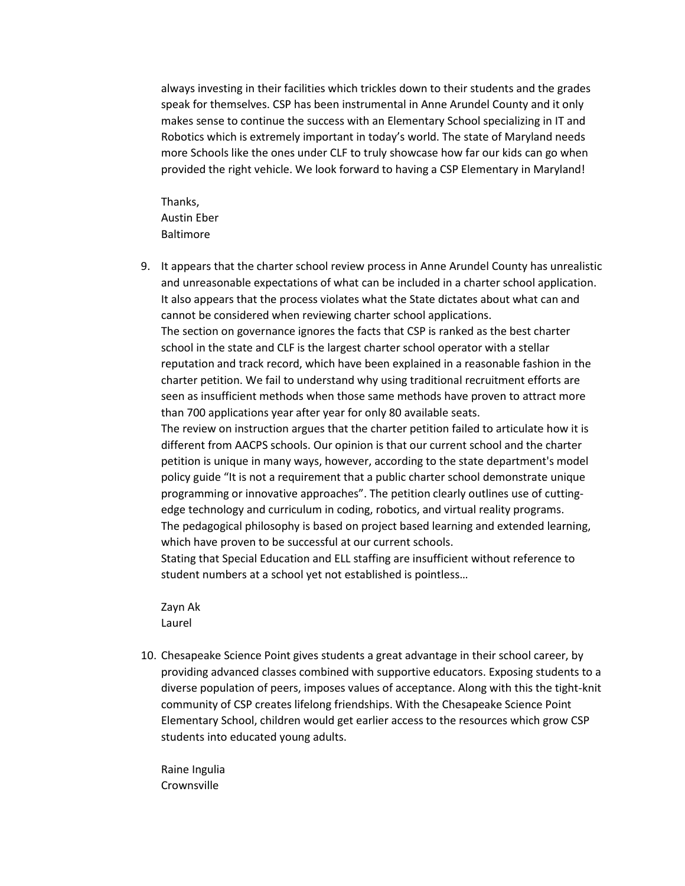always investing in their facilities which trickles down to their students and the grades speak for themselves. CSP has been instrumental in Anne Arundel County and it only makes sense to continue the success with an Elementary School specializing in IT and Robotics which is extremely important in today's world. The state of Maryland needs more Schools like the ones under CLF to truly showcase how far our kids can go when provided the right vehicle. We look forward to having a CSP Elementary in Maryland!

Thanks,
Austin Eber
Baltimore

9. It appears that the charter school review process in Anne Arundel County has unrealistic and unreasonable expectations of what can be included in a charter school application. It also appears that the process violates what the State dictates about what can and cannot be considered when reviewing charter school applications.
   The section on governance ignores the facts that CSP is ranked as the best charter school in the state and CLF is the largest charter school operator with a stellar reputation and track record, which have been explained in a reasonable fashion in the charter petition. We fail to understand why using traditional recruitment efforts are seen as insufficient methods when those same methods have proven to attract more than 700 applications year after year for only 80 available seats.
   The review on instruction argues that the charter petition failed to articulate how it is different from AACPS schools. Our opinion is that our current school and the charter petition is unique in many ways, however, according to the state department's model policy guide "It is not a requirement that a public charter school demonstrate unique programming or innovative approaches". The petition clearly outlines use of cutting-edge technology and curriculum in coding, robotics, and virtual reality programs.
   The pedagogical philosophy is based on project based learning and extended learning, which have proven to be successful at our current schools.
   Stating that Special Education and ELL staffing are insufficient without reference to student numbers at a school yet not established is pointless…

   Zayn Ak
   Laurel

10. Chesapeake Science Point gives students a great advantage in their school career, by providing advanced classes combined with supportive educators. Exposing students to a diverse population of peers, imposes values of acceptance. Along with this the tight-knit community of CSP creates lifelong friendships. With the Chesapeake Science Point Elementary School, children would get earlier access to the resources which grow CSP students into educated young adults.

    Raine Ingulia
    Crownsville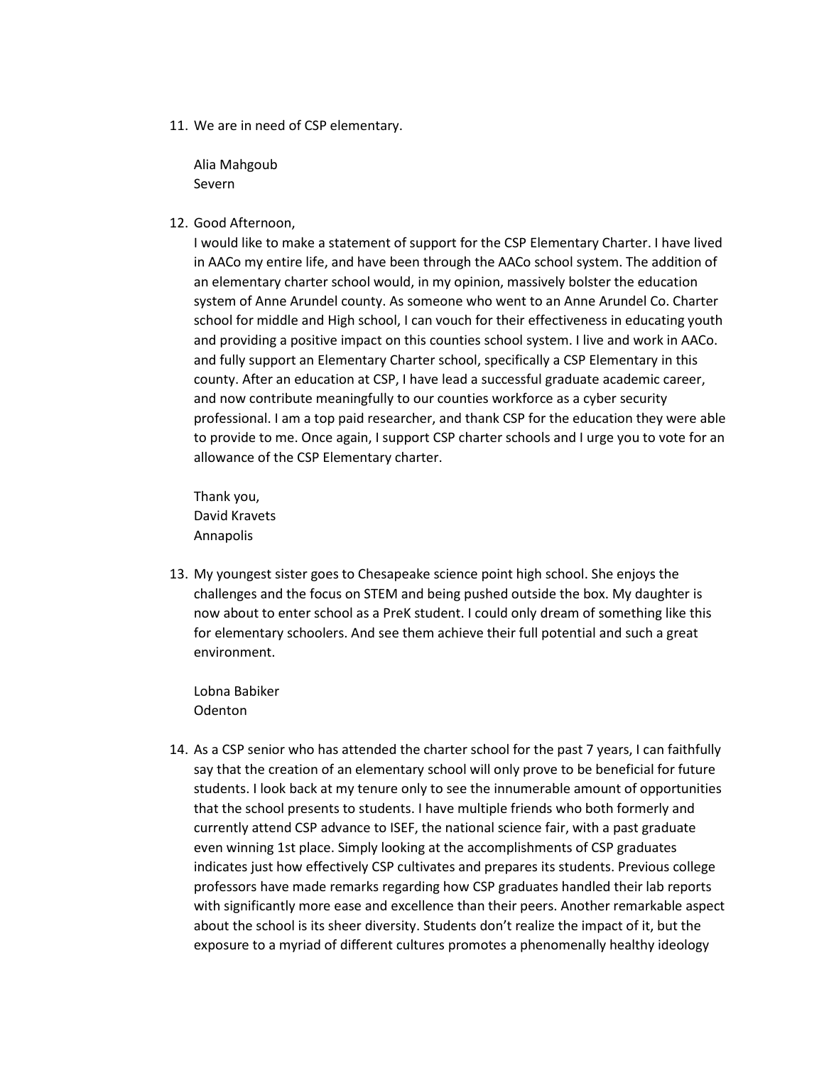11. We are in need of CSP elementary.

    Alia Mahgoub
    Severn

12. Good Afternoon,
    I would like to make a statement of support for the CSP Elementary Charter. I have lived in AACo my entire life, and have been through the AACo school system. The addition of an elementary charter school would, in my opinion, massively bolster the education system of Anne Arundel county. As someone who went to an Anne Arundel Co. Charter school for middle and High school, I can vouch for their effectiveness in educating youth and providing a positive impact on this counties school system. I live and work in AACo. and fully support an Elementary Charter school, specifically a CSP Elementary in this county. After an education at CSP, I have lead a successful graduate academic career, and now contribute meaningfully to our counties workforce as a cyber security professional. I am a top paid researcher, and thank CSP for the education they were able to provide to me. Once again, I support CSP charter schools and I urge you to vote for an allowance of the CSP Elementary charter.

    Thank you,
    David Kravets
    Annapolis

13. My youngest sister goes to Chesapeake science point high school. She enjoys the challenges and the focus on STEM and being pushed outside the box. My daughter is now about to enter school as a PreK student. I could only dream of something like this for elementary schoolers. And see them achieve their full potential and such a great environment.

    Lobna Babiker
    Odenton

14. As a CSP senior who has attended the charter school for the past 7 years, I can faithfully say that the creation of an elementary school will only prove to be beneficial for future students. I look back at my tenure only to see the innumerable amount of opportunities that the school presents to students. I have multiple friends who both formerly and currently attend CSP advance to ISEF, the national science fair, with a past graduate even winning 1st place. Simply looking at the accomplishments of CSP graduates indicates just how effectively CSP cultivates and prepares its students. Previous college professors have made remarks regarding how CSP graduates handled their lab reports with significantly more ease and excellence than their peers. Another remarkable aspect about the school is its sheer diversity. Students don't realize the impact of it, but the exposure to a myriad of different cultures promotes a phenomenally healthy ideology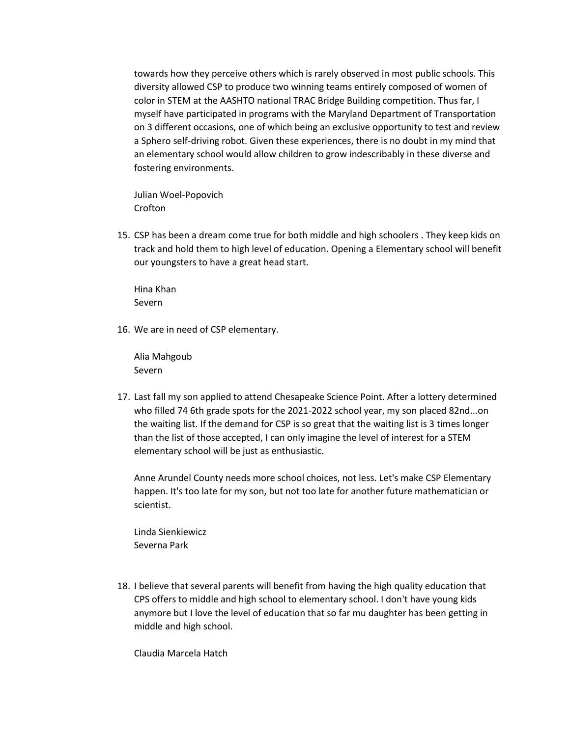towards how they perceive others which is rarely observed in most public schools. This diversity allowed CSP to produce two winning teams entirely composed of women of color in STEM at the AASHTO national TRAC Bridge Building competition. Thus far, I myself have participated in programs with the Maryland Department of Transportation on 3 different occasions, one of which being an exclusive opportunity to test and review a Sphero self-driving robot. Given these experiences, there is no doubt in my mind that an elementary school would allow children to grow indescribably in these diverse and fostering environments.

Julian Woel-Popovich
Crofton

15. CSP has been a dream come true for both middle and high schoolers . They keep kids on track and hold them to high level of education. Opening a Elementary school will benefit our youngsters to have a great head start.

    Hina Khan
    Severn

16. We are in need of CSP elementary.

    Alia Mahgoub
    Severn

17. Last fall my son applied to attend Chesapeake Science Point. After a lottery determined who filled 74 6th grade spots for the 2021-2022 school year, my son placed 82nd...on the waiting list. If the demand for CSP is so great that the waiting list is 3 times longer than the list of those accepted, I can only imagine the level of interest for a STEM elementary school will be just as enthusiastic.

    Anne Arundel County needs more school choices, not less. Let's make CSP Elementary happen. It's too late for my son, but not too late for another future mathematician or scientist.

    Linda Sienkiewicz
    Severna Park

18. I believe that several parents will benefit from having the high quality education that CPS offers to middle and high school to elementary school. I don't have young kids anymore but I love the level of education that so far mu daughter has been getting in middle and high school.

    Claudia Marcela Hatch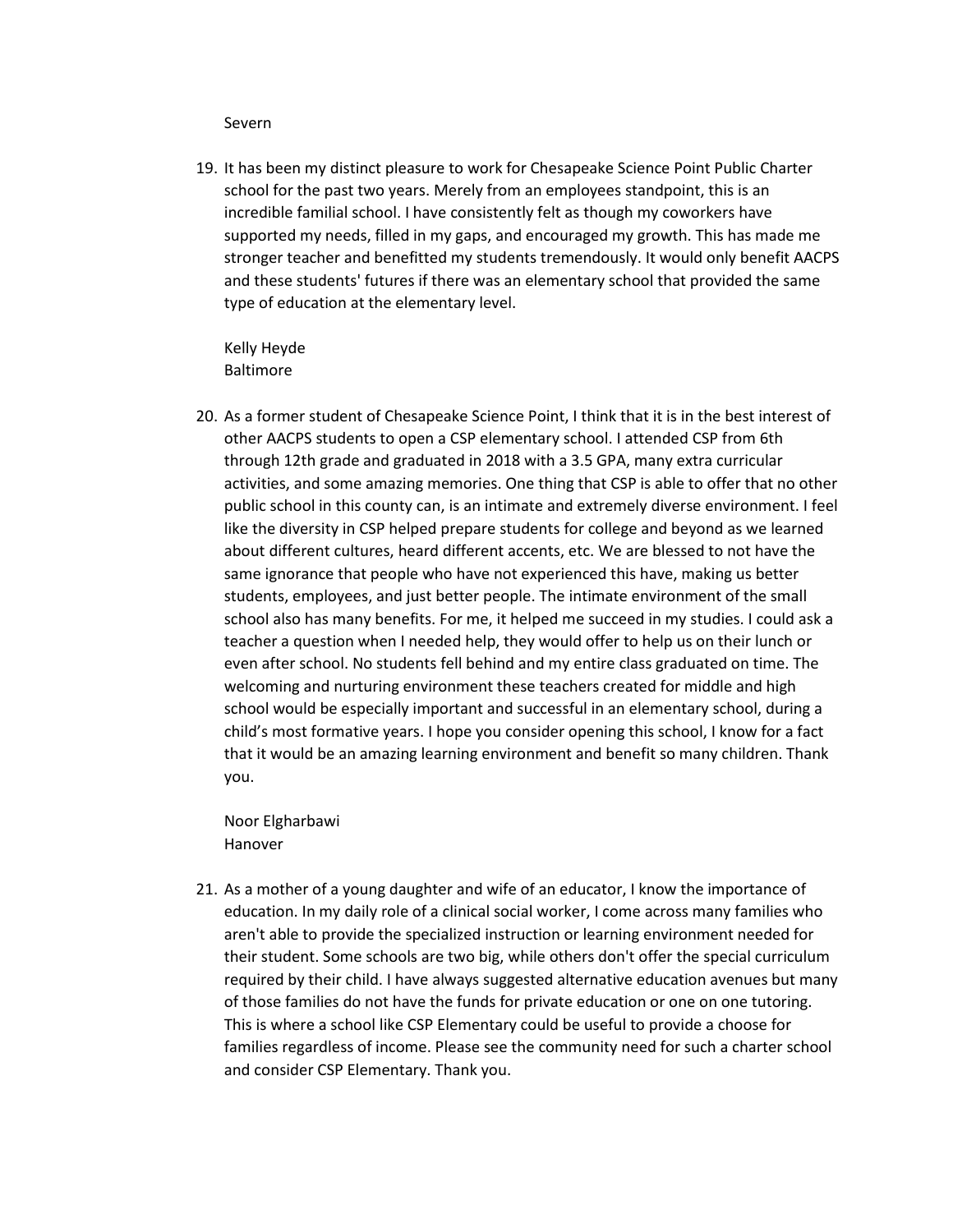Severn

19. It has been my distinct pleasure to work for Chesapeake Science Point Public Charter school for the past two years. Merely from an employees standpoint, this is an incredible familial school. I have consistently felt as though my coworkers have supported my needs, filled in my gaps, and encouraged my growth. This has made me stronger teacher and benefitted my students tremendously. It would only benefit AACPS and these students' futures if there was an elementary school that provided the same type of education at the elementary level.

    Kelly Heyde
    Baltimore

20. As a former student of Chesapeake Science Point, I think that it is in the best interest of other AACPS students to open a CSP elementary school. I attended CSP from 6th through 12th grade and graduated in 2018 with a 3.5 GPA, many extra curricular activities, and some amazing memories. One thing that CSP is able to offer that no other public school in this county can, is an intimate and extremely diverse environment. I feel like the diversity in CSP helped prepare students for college and beyond as we learned about different cultures, heard different accents, etc. We are blessed to not have the same ignorance that people who have not experienced this have, making us better students, employees, and just better people. The intimate environment of the small school also has many benefits. For me, it helped me succeed in my studies. I could ask a teacher a question when I needed help, they would offer to help us on their lunch or even after school. No students fell behind and my entire class graduated on time. The welcoming and nurturing environment these teachers created for middle and high school would be especially important and successful in an elementary school, during a child's most formative years. I hope you consider opening this school, I know for a fact that it would be an amazing learning environment and benefit so many children. Thank you.

    Noor Elgharbawi
    Hanover

21. As a mother of a young daughter and wife of an educator, I know the importance of education. In my daily role of a clinical social worker, I come across many families who aren't able to provide the specialized instruction or learning environment needed for their student. Some schools are two big, while others don't offer the special curriculum required by their child. I have always suggested alternative education avenues but many of those families do not have the funds for private education or one on one tutoring. This is where a school like CSP Elementary could be useful to provide a choose for families regardless of income. Please see the community need for such a charter school and consider CSP Elementary. Thank you.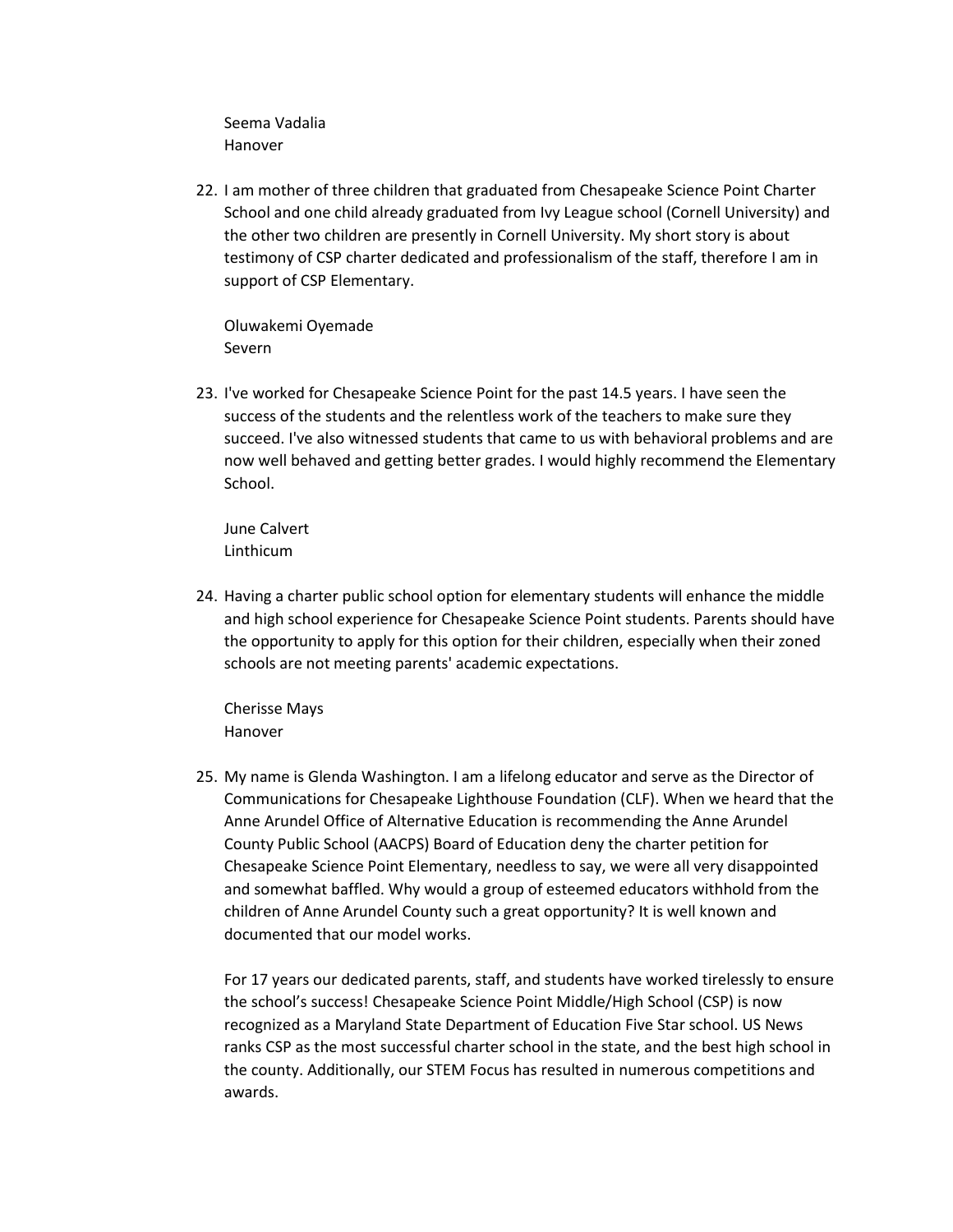Seema Vadalia
Hanover

22. I am mother of three children that graduated from Chesapeake Science Point Charter School and one child already graduated from Ivy League school (Cornell University) and the other two children are presently in Cornell University. My short story is about testimony of CSP charter dedicated and professionalism of the staff, therefore I am in support of CSP Elementary.

    Oluwakemi Oyemade
    Severn

23. I've worked for Chesapeake Science Point for the past 14.5 years. I have seen the success of the students and the relentless work of the teachers to make sure they succeed. I've also witnessed students that came to us with behavioral problems and are now well behaved and getting better grades. I would highly recommend the Elementary School.

    June Calvert
    Linthicum

24. Having a charter public school option for elementary students will enhance the middle and high school experience for Chesapeake Science Point students. Parents should have the opportunity to apply for this option for their children, especially when their zoned schools are not meeting parents' academic expectations.

    Cherisse Mays
    Hanover

25. My name is Glenda Washington. I am a lifelong educator and serve as the Director of Communications for Chesapeake Lighthouse Foundation (CLF). When we heard that the Anne Arundel Office of Alternative Education is recommending the Anne Arundel County Public School (AACPS) Board of Education deny the charter petition for Chesapeake Science Point Elementary, needless to say, we were all very disappointed and somewhat baffled. Why would a group of esteemed educators withhold from the children of Anne Arundel County such a great opportunity? It is well known and documented that our model works.

    For 17 years our dedicated parents, staff, and students have worked tirelessly to ensure the school's success! Chesapeake Science Point Middle/High School (CSP) is now recognized as a Maryland State Department of Education Five Star school. US News ranks CSP as the most successful charter school in the state, and the best high school in the county. Additionally, our STEM Focus has resulted in numerous competitions and awards.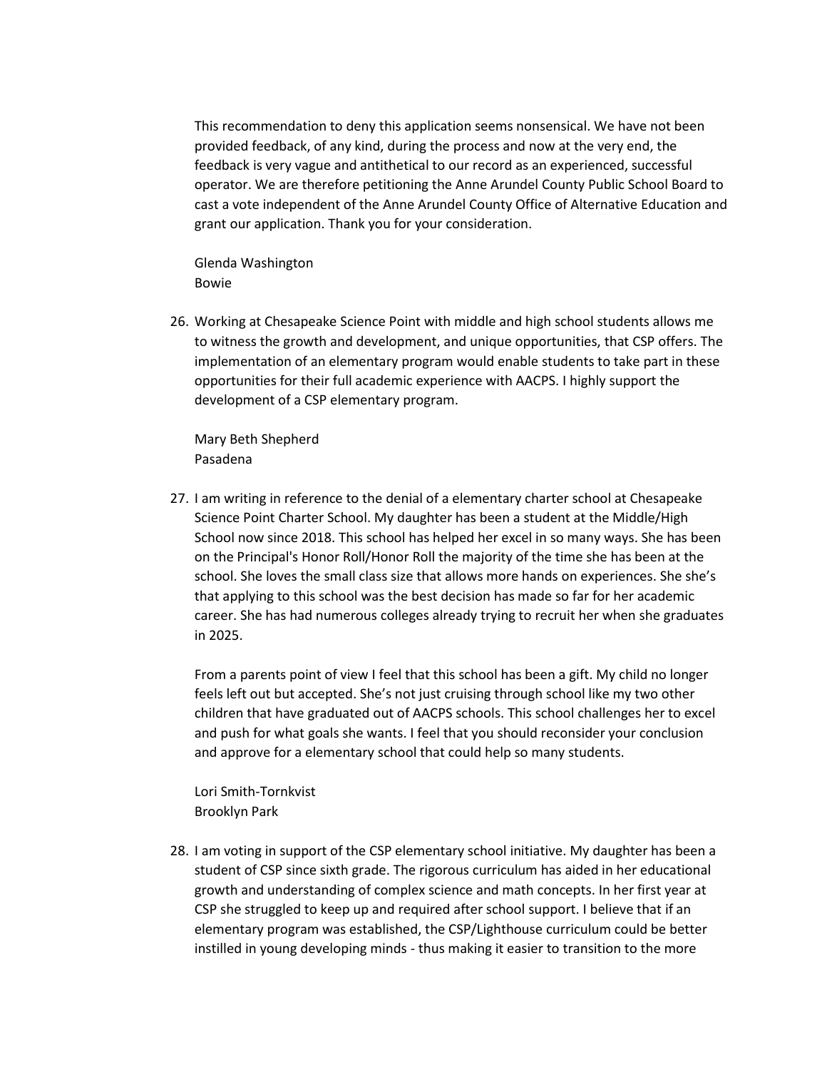This recommendation to deny this application seems nonsensical. We have not been provided feedback, of any kind, during the process and now at the very end, the feedback is very vague and antithetical to our record as an experienced, successful operator. We are therefore petitioning the Anne Arundel County Public School Board to cast a vote independent of the Anne Arundel County Office of Alternative Education and grant our application. Thank you for your consideration.

Glenda Washington
Bowie

26. Working at Chesapeake Science Point with middle and high school students allows me to witness the growth and development, and unique opportunities, that CSP offers. The implementation of an elementary program would enable students to take part in these opportunities for their full academic experience with AACPS. I highly support the development of a CSP elementary program.

    Mary Beth Shepherd
    Pasadena

27. I am writing in reference to the denial of a elementary charter school at Chesapeake Science Point Charter School. My daughter has been a student at the Middle/High School now since 2018. This school has helped her excel in so many ways. She has been on the Principal's Honor Roll/Honor Roll the majority of the time she has been at the school. She loves the small class size that allows more hands on experiences. She she's that applying to this school was the best decision has made so far for her academic career. She has had numerous colleges already trying to recruit her when she graduates in 2025.

    From a parents point of view I feel that this school has been a gift. My child no longer feels left out but accepted. She's not just cruising through school like my two other children that have graduated out of AACPS schools. This school challenges her to excel and push for what goals she wants. I feel that you should reconsider your conclusion and approve for a elementary school that could help so many students.

    Lori Smith-Tornkvist
    Brooklyn Park

28. I am voting in support of the CSP elementary school initiative. My daughter has been a student of CSP since sixth grade. The rigorous curriculum has aided in her educational growth and understanding of complex science and math concepts. In her first year at CSP she struggled to keep up and required after school support. I believe that if an elementary program was established, the CSP/Lighthouse curriculum could be better instilled in young developing minds - thus making it easier to transition to the more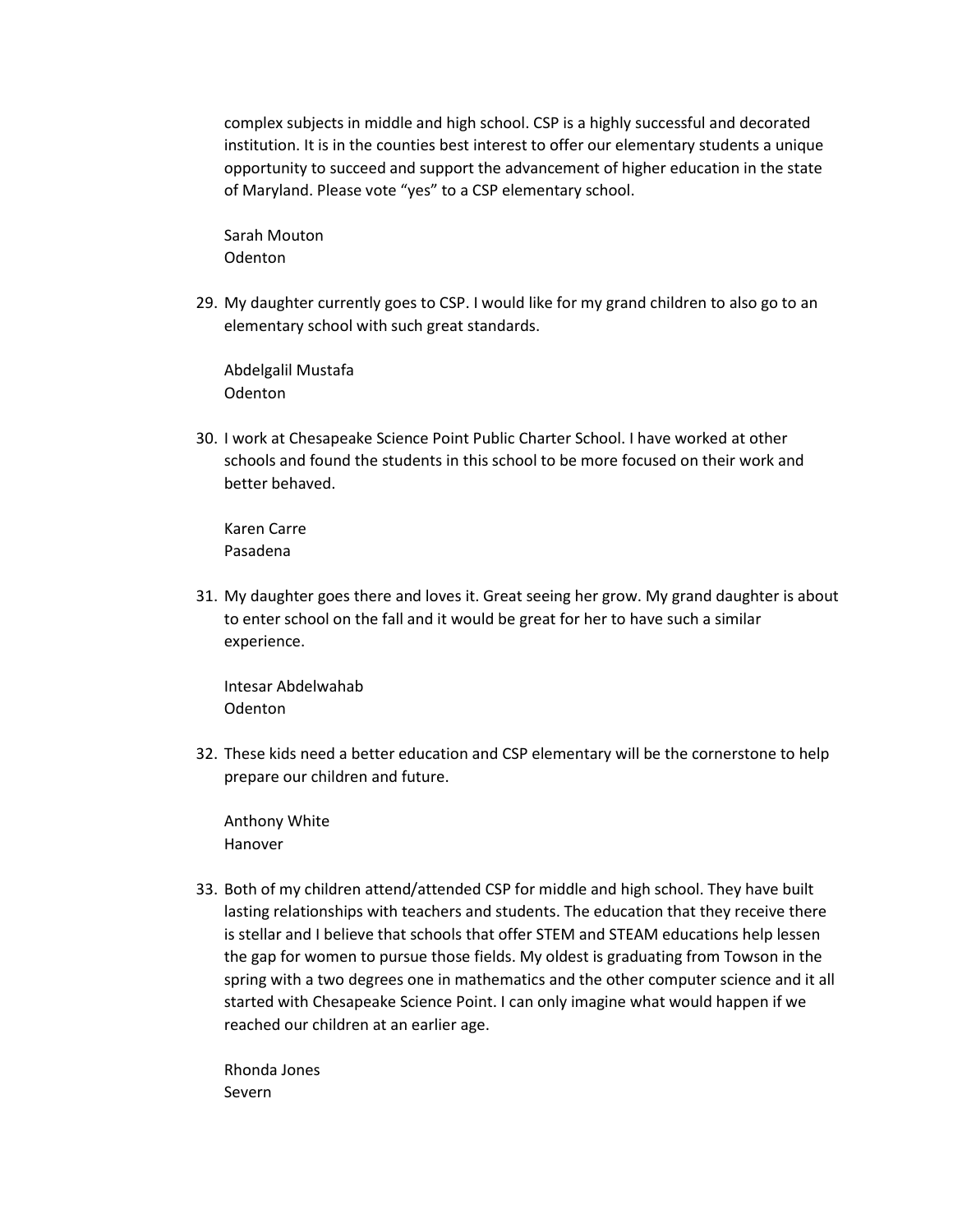complex subjects in middle and high school. CSP is a highly successful and decorated institution. It is in the counties best interest to offer our elementary students a unique opportunity to succeed and support the advancement of higher education in the state of Maryland. Please vote "yes" to a CSP elementary school.

Sarah Mouton
Odenton

29. My daughter currently goes to CSP. I would like for my grand children to also go to an elementary school with such great standards.

    Abdelgalil Mustafa
    Odenton

30. I work at Chesapeake Science Point Public Charter School. I have worked at other schools and found the students in this school to be more focused on their work and better behaved.

    Karen Carre
    Pasadena

31. My daughter goes there and loves it. Great seeing her grow. My grand daughter is about to enter school on the fall and it would be great for her to have such a similar experience.

    Intesar Abdelwahab
    Odenton

32. These kids need a better education and CSP elementary will be the cornerstone to help prepare our children and future.

    Anthony White
    Hanover

33. Both of my children attend/attended CSP for middle and high school. They have built lasting relationships with teachers and students. The education that they receive there is stellar and I believe that schools that offer STEM and STEAM educations help lessen the gap for women to pursue those fields. My oldest is graduating from Towson in the spring with a two degrees one in mathematics and the other computer science and it all started with Chesapeake Science Point. I can only imagine what would happen if we reached our children at an earlier age.

    Rhonda Jones
    Severn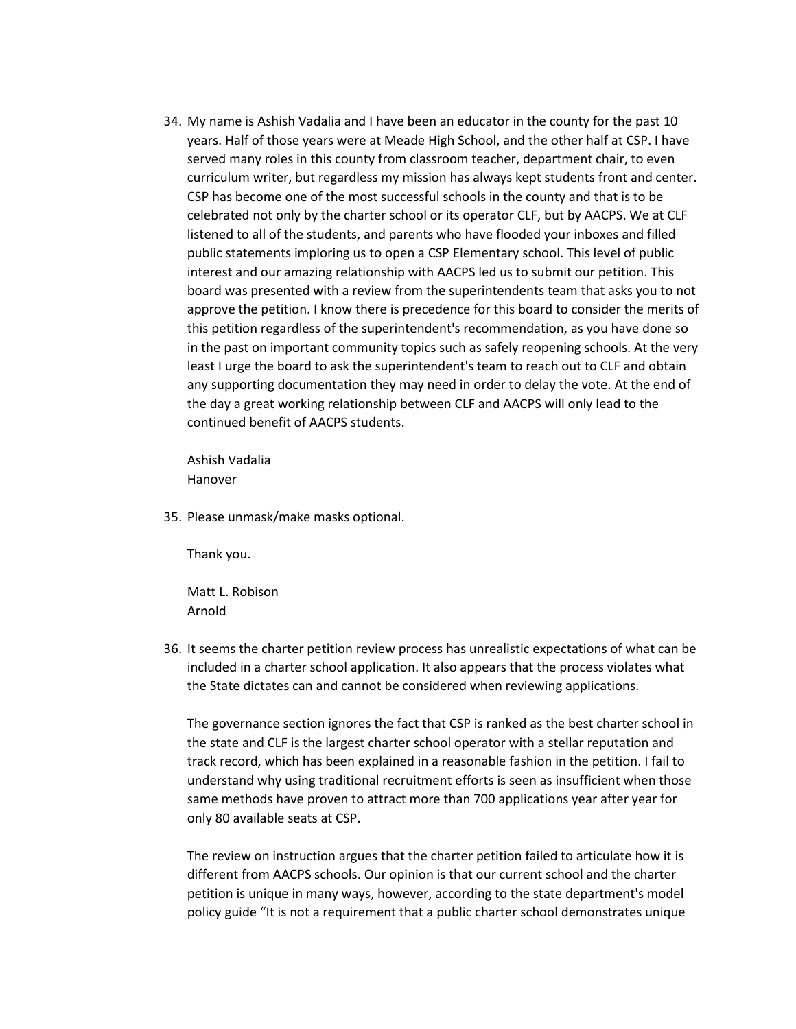34. My name is Ashish Vadalia and I have been an educator in the county for the past 10 years. Half of those years were at Meade High School, and the other half at CSP. I have served many roles in this county from classroom teacher, department chair, to even curriculum writer, but regardless my mission has always kept students front and center. CSP has become one of the most successful schools in the county and that is to be celebrated not only by the charter school or its operator CLF, but by AACPS. We at CLF listened to all of the students, and parents who have flooded your inboxes and filled public statements imploring us to open a CSP Elementary school. This level of public interest and our amazing relationship with AACPS led us to submit our petition. This board was presented with a review from the superintendents team that asks you to not approve the petition. I know there is precedence for this board to consider the merits of this petition regardless of the superintendent's recommendation, as you have done so in the past on important community topics such as safely reopening schools. At the very least I urge the board to ask the superintendent's team to reach out to CLF and obtain any supporting documentation they may need in order to delay the vote. At the end of the day a great working relationship between CLF and AACPS will only lead to the continued benefit of AACPS students.

    Ashish Vadalia
    Hanover

35. Please unmask/make masks optional.

    Thank you.

    Matt L. Robison
    Arnold

36. It seems the charter petition review process has unrealistic expectations of what can be included in a charter school application. It also appears that the process violates what the State dictates can and cannot be considered when reviewing applications.

    The governance section ignores the fact that CSP is ranked as the best charter school in the state and CLF is the largest charter school operator with a stellar reputation and track record, which has been explained in a reasonable fashion in the petition. I fail to understand why using traditional recruitment efforts is seen as insufficient when those same methods have proven to attract more than 700 applications year after year for only 80 available seats at CSP.

    The review on instruction argues that the charter petition failed to articulate how it is different from AACPS schools. Our opinion is that our current school and the charter petition is unique in many ways, however, according to the state department's model policy guide "It is not a requirement that a public charter school demonstrates unique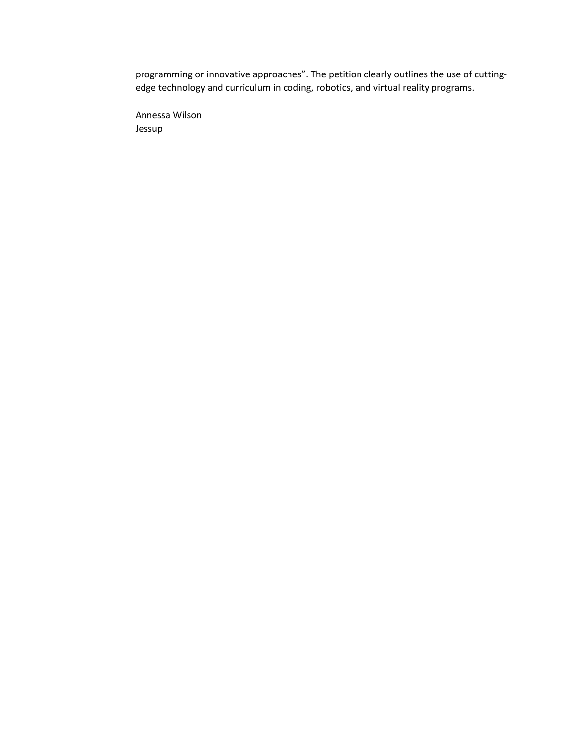programming or innovative approaches". The petition clearly outlines the use of cutting-edge technology and curriculum in coding, robotics, and virtual reality programs.

Annessa Wilson
Jessup